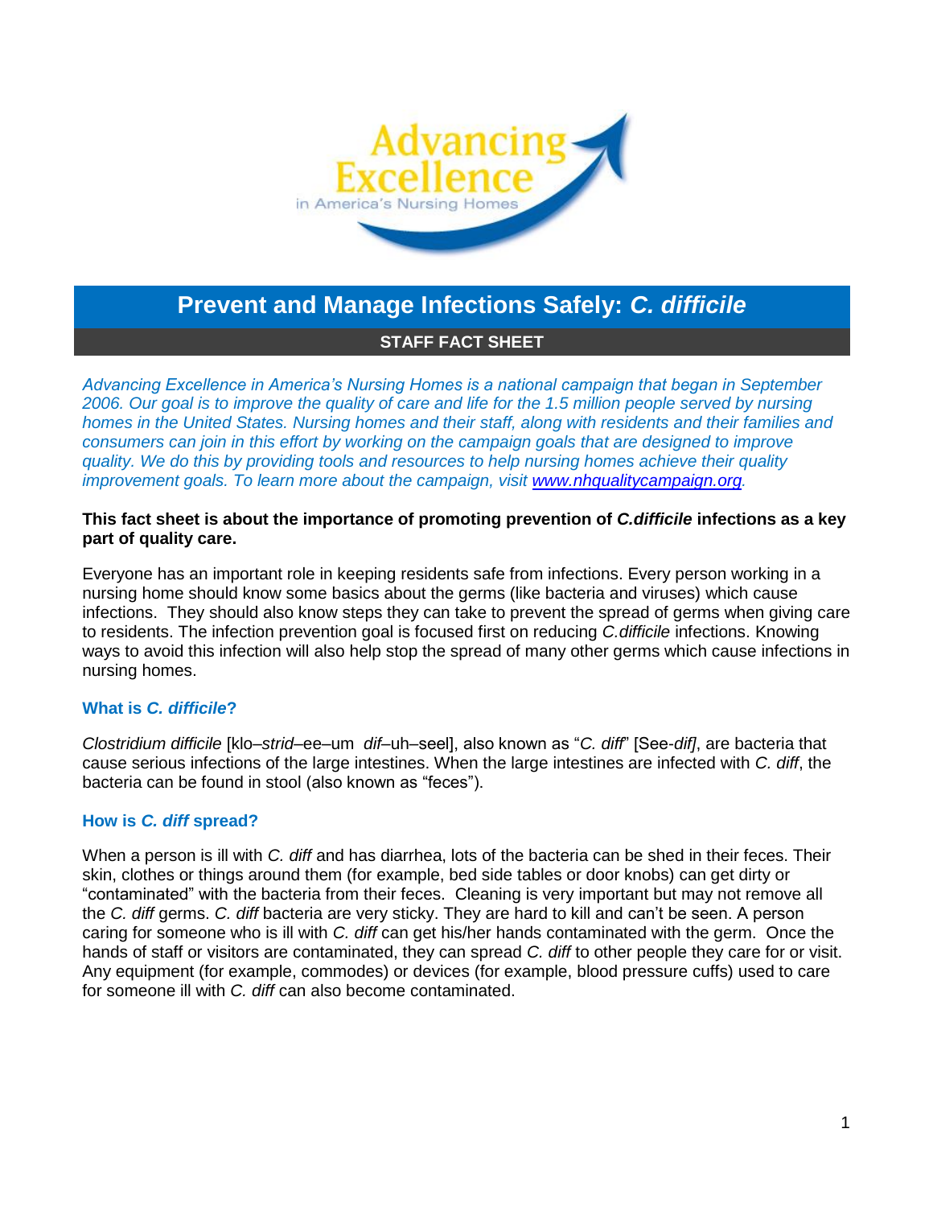Advancing Excellence in America's Nursing Homes

# Prevent and Manage Infections Safely: *C. difficile*

**STAFF FACT SHEET**

*Advancing Excellence in America's Nursing Homes is a national campaign that began in September 2006. Our goal is to improve the quality of care and life for the 1.5 million people served by nursing homes in the United States. Nursing homes and their staff, along with residents and their families and consumers can join in this effort by working on the campaign goals that are designed to improve quality. We do this by providing tools and resources to help nursing homes achieve their quality improvement goals. To learn more about the campaign, visit [www.nhqualitycampaign.org](www.nhqualitycampaign.org).*

**This fact sheet is about the importance of promoting prevention of *C.difficile* infections as a key part of quality care.**

Everyone has an important role in keeping residents safe from infections. Every person working in a nursing home should know some basics about the germs (like bacteria and viruses) which cause infections. They should also know steps they can take to prevent the spread of germs when giving care to residents. The infection prevention goal is focused first on reducing *C.difficile* infections. Knowing ways to avoid this infection will also help stop the spread of many other germs which cause infections in nursing homes.

### What is *C. difficile*?

*Clostridium difficile* [klo–*strid*–ee–um *dif*–uh–seel], also known as "*C. diff*" [See-*dif]*, are bacteria that cause serious infections of the large intestines. When the large intestines are infected with *C. diff*, the bacteria can be found in stool (also known as "feces").

### How is *C. diff* spread?

When a person is ill with *C. diff* and has diarrhea, lots of the bacteria can be shed in their feces. Their skin, clothes or things around them (for example, bed side tables or door knobs) can get dirty or "contaminated" with the bacteria from their feces. Cleaning is very important but may not remove all the *C. diff* germs. *C. diff* bacteria are very sticky. They are hard to kill and can't be seen. A person caring for someone who is ill with *C. diff* can get his/her hands contaminated with the germ. Once the hands of staff or visitors are contaminated, they can spread *C. diff* to other people they care for or visit. Any equipment (for example, commodes) or devices (for example, blood pressure cuffs) used to care for someone ill with *C. diff* can also become contaminated.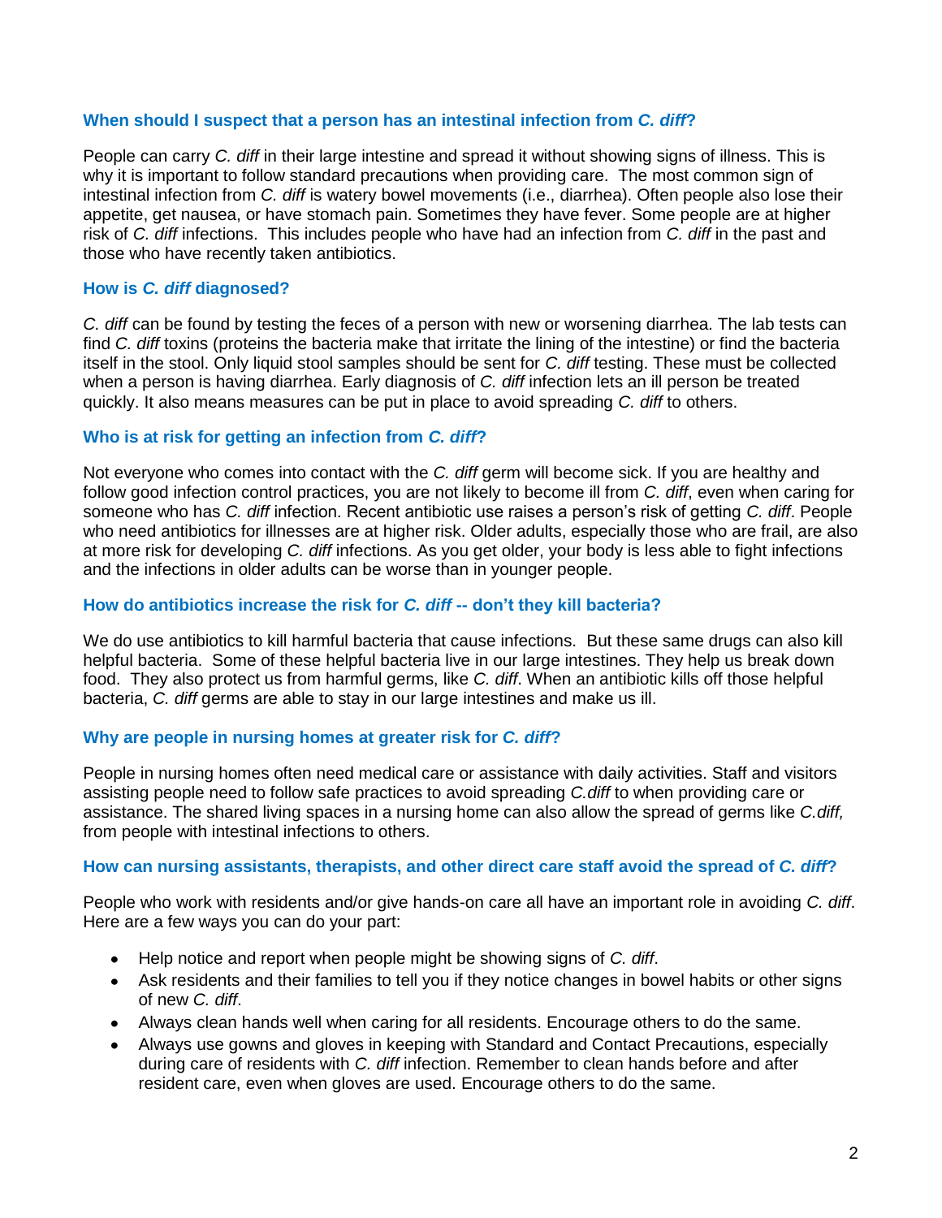### When should I suspect that a person has an intestinal infection from *C. diff*?

People can carry *C. diff* in their large intestine and spread it without showing signs of illness. This is why it is important to follow standard precautions when providing care. The most common sign of intestinal infection from *C. diff* is watery bowel movements (i.e., diarrhea). Often people also lose their appetite, get nausea, or have stomach pain. Sometimes they have fever. Some people are at higher risk of *C. diff* infections. This includes people who have had an infection from *C. diff* in the past and those who have recently taken antibiotics.

### How is *C. diff* diagnosed?

*C. diff* can be found by testing the feces of a person with new or worsening diarrhea. The lab tests can find *C. diff* toxins (proteins the bacteria make that irritate the lining of the intestine) or find the bacteria itself in the stool. Only liquid stool samples should be sent for *C. diff* testing. These must be collected when a person is having diarrhea. Early diagnosis of *C. diff* infection lets an ill person be treated quickly. It also means measures can be put in place to avoid spreading *C. diff* to others.

### Who is at risk for getting an infection from *C. diff*?

Not everyone who comes into contact with the *C. diff* germ will become sick. If you are healthy and follow good infection control practices, you are not likely to become ill from *C. diff*, even when caring for someone who has *C. diff* infection. Recent antibiotic use raises a person's risk of getting *C. diff*. People who need antibiotics for illnesses are at higher risk. Older adults, especially those who are frail, are also at more risk for developing *C. diff* infections. As you get older, your body is less able to fight infections and the infections in older adults can be worse than in younger people.

### How do antibiotics increase the risk for *C. diff* -- don't they kill bacteria?

We do use antibiotics to kill harmful bacteria that cause infections. But these same drugs can also kill helpful bacteria. Some of these helpful bacteria live in our large intestines. They help us break down food. They also protect us from harmful germs, like *C. diff*. When an antibiotic kills off those helpful bacteria, *C. diff* germs are able to stay in our large intestines and make us ill.

### Why are people in nursing homes at greater risk for *C. diff*?

People in nursing homes often need medical care or assistance with daily activities. Staff and visitors assisting people need to follow safe practices to avoid spreading *C.diff* to when providing care or assistance. The shared living spaces in a nursing home can also allow the spread of germs like *C.diff,* from people with intestinal infections to others.

### How can nursing assistants, therapists, and other direct care staff avoid the spread of *C. diff*?

People who work with residents and/or give hands-on care all have an important role in avoiding *C. diff*. Here are a few ways you can do your part:

- Help notice and report when people might be showing signs of *C. diff*.
- Ask residents and their families to tell you if they notice changes in bowel habits or other signs of new *C. diff*.
- Always clean hands well when caring for all residents. Encourage others to do the same.
- Always use gowns and gloves in keeping with Standard and Contact Precautions, especially during care of residents with *C. diff* infection. Remember to clean hands before and after resident care, even when gloves are used. Encourage others to do the same.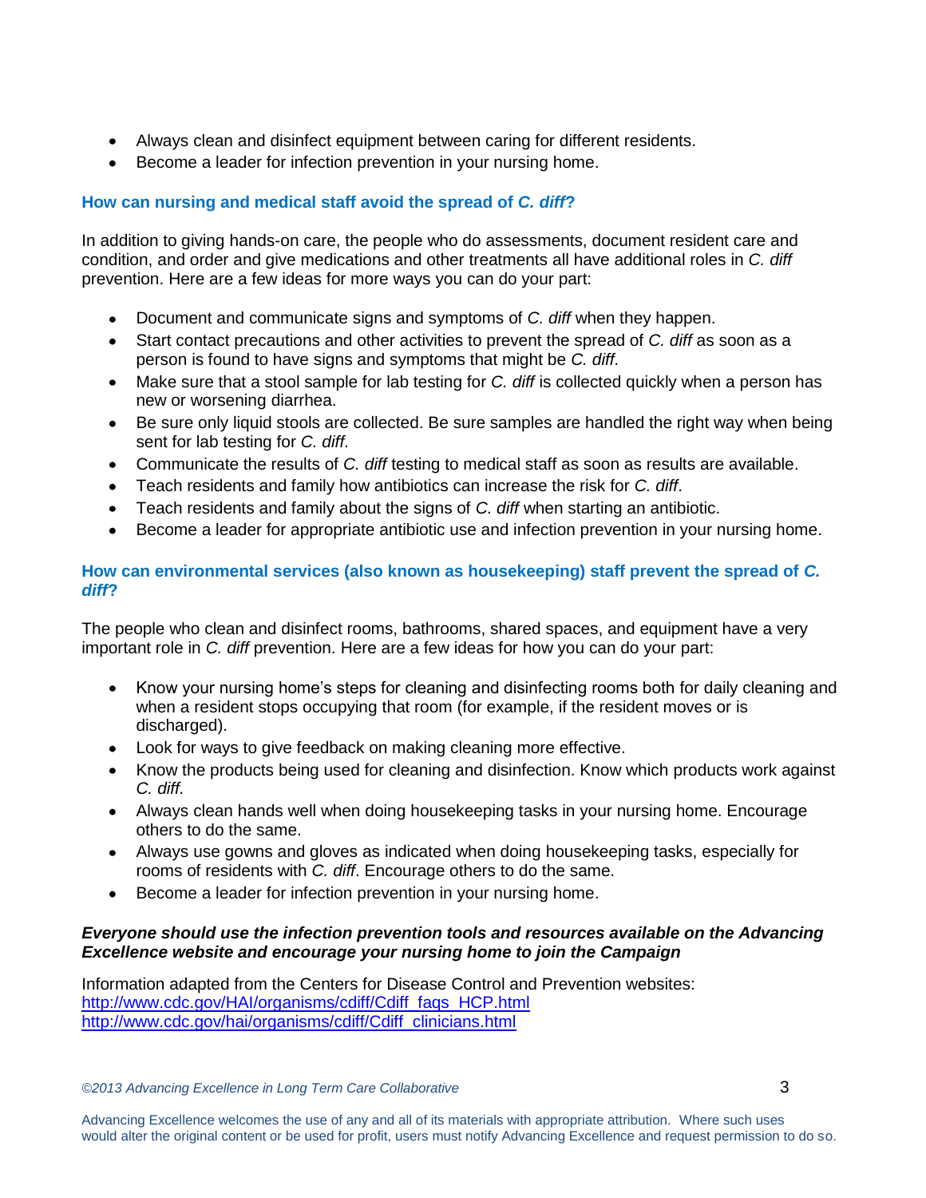- Always clean and disinfect equipment between caring for different residents.
- Become a leader for infection prevention in your nursing home.

### How can nursing and medical staff avoid the spread of *C. diff*?

In addition to giving hands-on care, the people who do assessments, document resident care and condition, and order and give medications and other treatments all have additional roles in *C. diff* prevention. Here are a few ideas for more ways you can do your part:

- Document and communicate signs and symptoms of *C. diff* when they happen.
- Start contact precautions and other activities to prevent the spread of *C. diff* as soon as a person is found to have signs and symptoms that might be *C. diff.*
- Make sure that a stool sample for lab testing for *C. diff* is collected quickly when a person has new or worsening diarrhea.
- Be sure only liquid stools are collected. Be sure samples are handled the right way when being sent for lab testing for *C. diff*.
- Communicate the results of *C. diff* testing to medical staff as soon as results are available.
- Teach residents and family how antibiotics can increase the risk for *C. diff*.
- Teach residents and family about the signs of *C. diff* when starting an antibiotic.
- Become a leader for appropriate antibiotic use and infection prevention in your nursing home.

### How can environmental services (also known as housekeeping) staff prevent the spread of *C. diff*?

The people who clean and disinfect rooms, bathrooms, shared spaces, and equipment have a very important role in *C. diff* prevention. Here are a few ideas for how you can do your part:

- Know your nursing home's steps for cleaning and disinfecting rooms both for daily cleaning and when a resident stops occupying that room (for example, if the resident moves or is discharged).
- Look for ways to give feedback on making cleaning more effective.
- Know the products being used for cleaning and disinfection. Know which products work against *C. diff.*
- Always clean hands well when doing housekeeping tasks in your nursing home. Encourage others to do the same.
- Always use gowns and gloves as indicated when doing housekeeping tasks, especially for rooms of residents with *C. diff*. Encourage others to do the same.
- Become a leader for infection prevention in your nursing home.

***Everyone should use the infection prevention tools and resources available on the Advancing Excellence website and encourage your nursing home to join the Campaign***

Information adapted from the Centers for Disease Control and Prevention websites:
http://www.cdc.gov/HAI/organisms/cdiff/Cdiff_faqs_HCP.html
http://www.cdc.gov/hai/organisms/cdiff/Cdiff_clinicians.html

*©2013 Advancing Excellence in Long Term Care Collaborative*

Advancing Excellence welcomes the use of any and all of its materials with appropriate attribution. Where such uses would alter the original content or be used for profit, users must notify Advancing Excellence and request permission to do so.